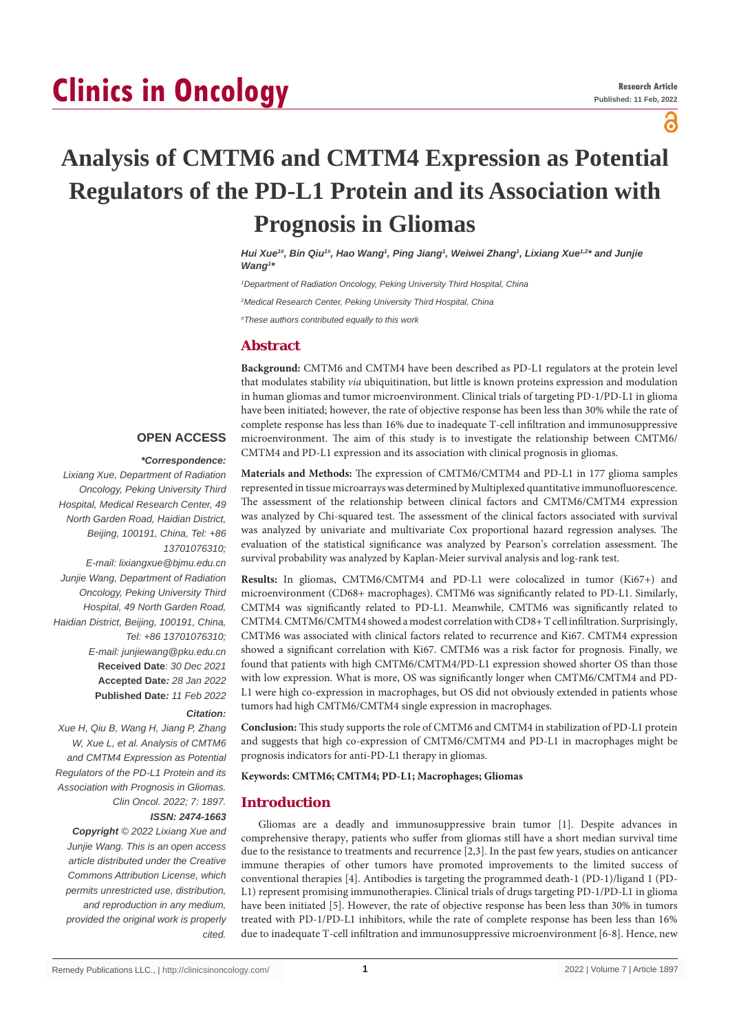Research Article

Published: 11 Feb, 2022

# Analysis of CMTM6 and CMTM4 Expression as Potential Regulators of the PD-L1 Protein and its Association with Prognosis in Gliomas

*Hui Xue[1#], Bin Qiu[1#], Hao Wang[1], Ping Jiang[1], Weiwei Zhang[1], Lixiang Xue[1,2]* and Junjie Wang[1]**

[1]*Department of Radiation Oncology, Peking University Third Hospital, China*

[2]*Medical Research Center, Peking University Third Hospital, China*

[#]*These authors contributed equally to this work*

## Abstract

**Background:** CMTM6 and CMTM4 have been described as PD-L1 regulators at the protein level that modulates stability *via* ubiquitination, but little is known proteins expression and modulation in human gliomas and tumor microenvironment. Clinical trials of targeting PD-1/PD-L1 in glioma have been initiated; however, the rate of objective response has been less than 30% while the rate of complete response has less than 16% due to inadequate T-cell infiltration and immunosuppressive microenvironment. The aim of this study is to investigate the relationship between CMTM6/CMTM4 and PD-L1 expression and its association with clinical prognosis in gliomas.

**Materials and Methods:** The expression of CMTM6/CMTM4 and PD-L1 in 177 glioma samples represented in tissue microarrays was determined by Multiplexed quantitative immunofluorescence. The assessment of the relationship between clinical factors and CMTM6/CMTM4 expression was analyzed by Chi-squared test. The assessment of the clinical factors associated with survival was analyzed by univariate and multivariate Cox proportional hazard regression analyses. The evaluation of the statistical significance was analyzed by Pearson's correlation assessment. The survival probability was analyzed by Kaplan-Meier survival analysis and log-rank test.

**Results:** In gliomas, CMTM6/CMTM4 and PD-L1 were colocalized in tumor (Ki67+) and microenvironment (CD68+ macrophages). CMTM6 was significantly related to PD-L1. Similarly, CMTM4 was significantly related to PD-L1. Meanwhile, CMTM6 was significantly related to CMTM4. CMTM6/CMTM4 showed a modest correlation with CD8+ T cell infiltration. Surprisingly, CMTM6 was associated with clinical factors related to recurrence and Ki67. CMTM4 expression showed a significant correlation with Ki67. CMTM6 was a risk factor for prognosis. Finally, we found that patients with high CMTM6/CMTM4/PD-L1 expression showed shorter OS than those with low expression. What is more, OS was significantly longer when CMTM6/CMTM4 and PD-L1 were high co-expression in macrophages, but OS did not obviously extended in patients whose tumors had high CMTM6/CMTM4 single expression in macrophages.

**Conclusion:** This study supports the role of CMTM6 and CMTM4 in stabilization of PD-L1 protein and suggests that high co-expression of CMTM6/CMTM4 and PD-L1 in macrophages might be prognosis indicators for anti-PD-L1 therapy in gliomas.

**Keywords: CMTM6; CMTM4; PD-L1; Macrophages; Gliomas**

**OPEN ACCESS**

***Correspondence:***

*Lixiang Xue, Department of Radiation Oncology, Peking University Third Hospital, Medical Research Center, 49 North Garden Road, Haidian District, Beijing, 100191, China, Tel: +86 13701076310;*

*E-mail: lixiangxue@bjmu.edu.cn*

*Junjie Wang, Department of Radiation Oncology, Peking University Third Hospital, 49 North Garden Road, Haidian District, Beijing, 100191, China, Tel: +86 13701076310;*

*E-mail: junjiewang@pku.edu.cn*

**Received Date**: *30 Dec 2021*

**Accepted Date***: 28 Jan 2022*

**Published Date***: 11 Feb 2022*

***Citation:***

*Xue H, Qiu B, Wang H, Jiang P, Zhang W, Xue L, et al. Analysis of CMTM6 and CMTM4 Expression as Potential Regulators of the PD-L1 Protein and its Association with Prognosis in Gliomas. Clin Oncol. 2022; 7: 1897.*

***ISSN: 2474-1663***

***Copyright** © 2022 Lixiang Xue and Junjie Wang. This is an open access article distributed under the Creative Commons Attribution License, which permits unrestricted use, distribution, and reproduction in any medium, provided the original work is properly cited.*

## Introduction

Gliomas are a deadly and immunosuppressive brain tumor [1]. Despite advances in comprehensive therapy, patients who suffer from gliomas still have a short median survival time due to the resistance to treatments and recurrence [2,3]. In the past few years, studies on anticancer immune therapies of other tumors have promoted improvements to the limited success of conventional therapies [4]. Antibodies is targeting the programmed death-1 (PD-1)/ligand 1 (PD-L1) represent promising immunotherapies. Clinical trials of drugs targeting PD-1/PD-L1 in glioma have been initiated [5]. However, the rate of objective response has been less than 30% in tumors treated with PD-1/PD-L1 inhibitors, while the rate of complete response has been less than 16% due to inadequate T-cell infiltration and immunosuppressive microenvironment [6-8]. Hence, new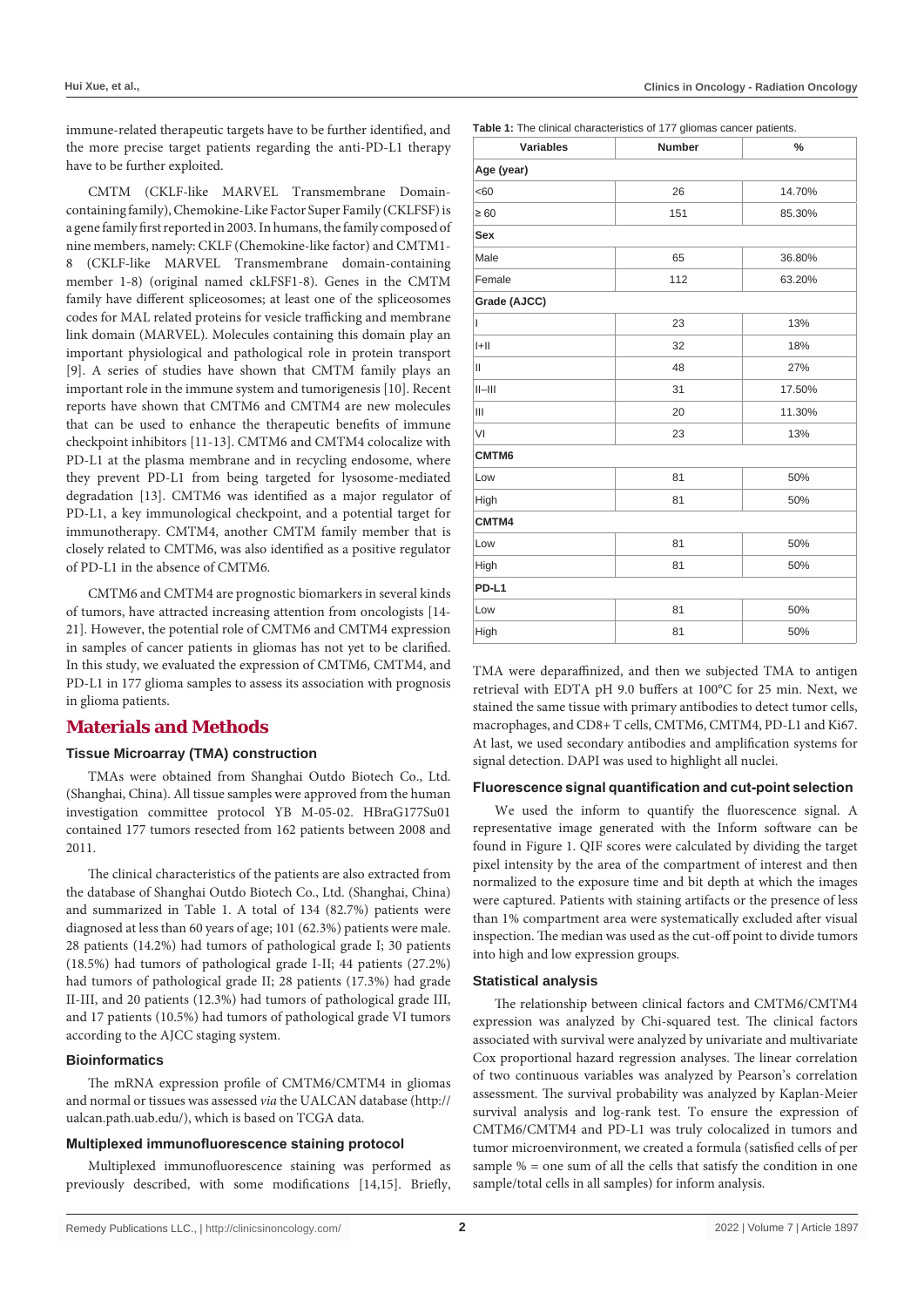immune-related therapeutic targets have to be further identified, and the more precise target patients regarding the anti-PD-L1 therapy have to be further exploited.

CMTM (CKLF-like MARVEL Transmembrane Domain-containing family), Chemokine-Like Factor Super Family (CKLFSF) is a gene family first reported in 2003. In humans, the family composed of nine members, namely: CKLF (Chemokine-like factor) and CMTM1-8 (CKLF-like MARVEL Transmembrane domain-containing member 1-8) (original named ckLFSF1-8). Genes in the CMTM family have different spliceosomes; at least one of the spliceosomes codes for MAL related proteins for vesicle trafficking and membrane link domain (MARVEL). Molecules containing this domain play an important physiological and pathological role in protein transport [9]. A series of studies have shown that CMTM family plays an important role in the immune system and tumorigenesis [10]. Recent reports have shown that CMTM6 and CMTM4 are new molecules that can be used to enhance the therapeutic benefits of immune checkpoint inhibitors [11-13]. CMTM6 and CMTM4 colocalize with PD-L1 at the plasma membrane and in recycling endosome, where they prevent PD-L1 from being targeted for lysosome-mediated degradation [13]. CMTM6 was identified as a major regulator of PD-L1, a key immunological checkpoint, and a potential target for immunotherapy. CMTM4, another CMTM family member that is closely related to CMTM6, was also identified as a positive regulator of PD-L1 in the absence of CMTM6.

CMTM6 and CMTM4 are prognostic biomarkers in several kinds of tumors, have attracted increasing attention from oncologists [14-21]. However, the potential role of CMTM6 and CMTM4 expression in samples of cancer patients in gliomas has not yet to be clarified. In this study, we evaluated the expression of CMTM6, CMTM4, and PD-L1 in 177 glioma samples to assess its association with prognosis in glioma patients.

## Materials and Methods

### Tissue Microarray (TMA) construction

TMAs were obtained from Shanghai Outdo Biotech Co., Ltd. (Shanghai, China). All tissue samples were approved from the human investigation committee protocol YB M-05-02. HBraG177Su01 contained 177 tumors resected from 162 patients between 2008 and 2011.

The clinical characteristics of the patients are also extracted from the database of Shanghai Outdo Biotech Co., Ltd. (Shanghai, China) and summarized in Table 1. A total of 134 (82.7%) patients were diagnosed at less than 60 years of age; 101 (62.3%) patients were male. 28 patients (14.2%) had tumors of pathological grade I; 30 patients (18.5%) had tumors of pathological grade I-II; 44 patients (27.2%) had tumors of pathological grade II; 28 patients (17.3%) had grade II-III, and 20 patients (12.3%) had tumors of pathological grade III, and 17 patients (10.5%) had tumors of pathological grade VI tumors according to the AJCC staging system.

### Bioinformatics

The mRNA expression profile of CMTM6/CMTM4 in gliomas and normal or tissues was assessed *via* the UALCAN database (http://ualcan.path.uab.edu/), which is based on TCGA data.

### Multiplexed immunofluorescence staining protocol

Multiplexed immunofluorescence staining was performed as previously described, with some modifications [14,15]. Briefly, TMA were deparaffinized, and then we subjected TMA to antigen retrieval with EDTA pH 9.0 buffers at 100°C for 25 min. Next, we stained the same tissue with primary antibodies to detect tumor cells, macrophages, and CD8+ T cells, CMTM6, CMTM4, PD-L1 and Ki67. At last, we used secondary antibodies and amplification systems for signal detection. DAPI was used to highlight all nuclei.

**Table 1:** The clinical characteristics of 177 gliomas cancer patients.

| Variables | Number | % |
|---|---|---|
| **Age (year)** | | |
| <60 | 26 | 14.70% |
| ≥ 60 | 151 | 85.30% |
| **Sex** | | |
| Male | 65 | 36.80% |
| Female | 112 | 63.20% |
| **Grade (AJCC)** | | |
| I | 23 | 13% |
| I+II | 32 | 18% |
| II | 48 | 27% |
| II–III | 31 | 17.50% |
| III | 20 | 11.30% |
| VI | 23 | 13% |
| **CMTM6** | | |
| Low | 81 | 50% |
| High | 81 | 50% |
| **CMTM4** | | |
| Low | 81 | 50% |
| High | 81 | 50% |
| **PD-L1** | | |
| Low | 81 | 50% |
| High | 81 | 50% |

### Fluorescence signal quantification and cut-point selection

We used the inform to quantify the fluorescence signal. A representative image generated with the Inform software can be found in Figure 1. QIF scores were calculated by dividing the target pixel intensity by the area of the compartment of interest and then normalized to the exposure time and bit depth at which the images were captured. Patients with staining artifacts or the presence of less than 1% compartment area were systematically excluded after visual inspection. The median was used as the cut-off point to divide tumors into high and low expression groups.

### Statistical analysis

The relationship between clinical factors and CMTM6/CMTM4 expression was analyzed by Chi-squared test. The clinical factors associated with survival were analyzed by univariate and multivariate Cox proportional hazard regression analyses. The linear correlation of two continuous variables was analyzed by Pearson's correlation assessment. The survival probability was analyzed by Kaplan-Meier survival analysis and log-rank test. To ensure the expression of CMTM6/CMTM4 and PD-L1 was truly colocalized in tumors and tumor microenvironment, we created a formula (satisfied cells of per sample % = one sum of all the cells that satisfy the condition in one sample/total cells in all samples) for inform analysis.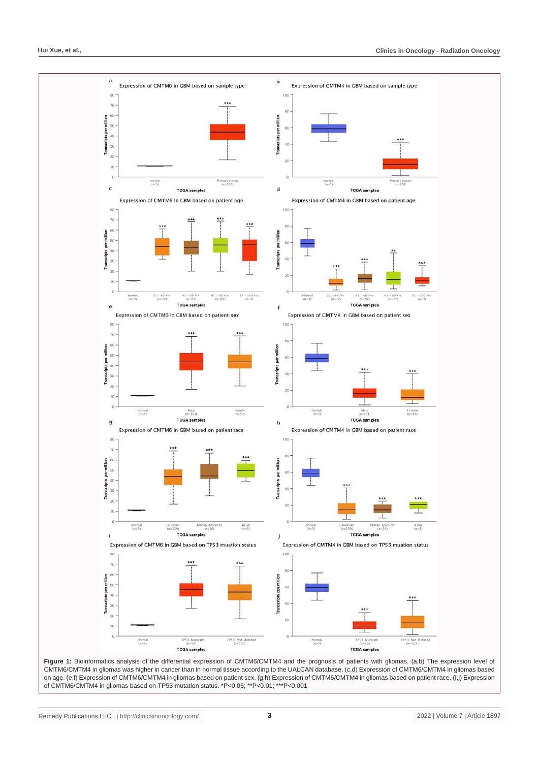Figure 1: Bioinformatics analysis of the differential expression of CMTM6/CMTM4 and the prognosis of patients with gliomas. (a,b) The expression level of CMTM6/CMTM4 in gliomas was higher in cancer than in normal tissue according to the UALCAN database. (c,d) Expression of CMTM6/CMTM4 in gliomas based on age. (e,f) Expression of CMTM6/CMTM4 in gliomas based on patient sex. (g,h) Expression of CMTM6/CMTM4 in gliomas based on patient race. (I,j) Expression of CMTM6/CMTM4 in gliomas based on TP53 mutation status. *P<0.05; **P<0.01; ***P<0.001.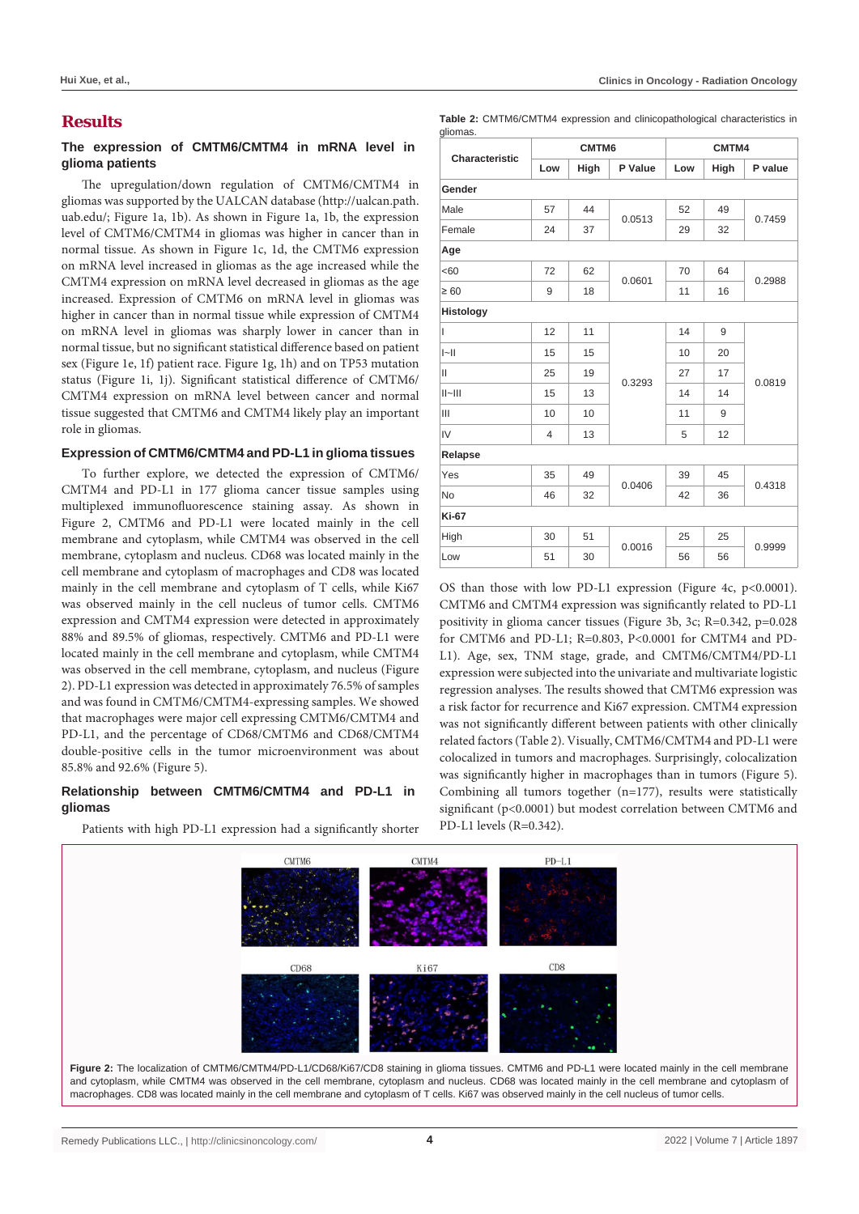## Results

### The expression of CMTM6/CMTM4 in mRNA level in glioma patients

The upregulation/down regulation of CMTM6/CMTM4 in gliomas was supported by the UALCAN database (http://ualcan.path.uab.edu/; Figure 1a, 1b). As shown in Figure 1a, 1b, the expression level of CMTM6/CMTM4 in gliomas was higher in cancer than in normal tissue. As shown in Figure 1c, 1d, the CMTM6 expression on mRNA level increased in gliomas as the age increased while the CMTM4 expression on mRNA level decreased in gliomas as the age increased. Expression of CMTM6 on mRNA level in gliomas was higher in cancer than in normal tissue while expression of CMTM4 on mRNA level in gliomas was sharply lower in cancer than in normal tissue, but no significant statistical difference based on patient sex (Figure 1e, 1f) patient race. Figure 1g, 1h) and on TP53 mutation status (Figure 1i, 1j). Significant statistical difference of CMTM6/CMTM4 expression on mRNA level between cancer and normal tissue suggested that CMTM6 and CMTM4 likely play an important role in gliomas.

### Expression of CMTM6/CMTM4 and PD-L1 in glioma tissues

To further explore, we detected the expression of CMTM6/CMTM4 and PD-L1 in 177 glioma cancer tissue samples using multiplexed immunofluorescence staining assay. As shown in Figure 2, CMTM6 and PD-L1 were located mainly in the cell membrane and cytoplasm, while CMTM4 was observed in the cell membrane, cytoplasm and nucleus. CD68 was located mainly in the cell membrane and cytoplasm of macrophages and CD8 was located mainly in the cell membrane and cytoplasm of T cells, while Ki67 was observed mainly in the cell nucleus of tumor cells. CMTM6 expression and CMTM4 expression were detected in approximately 88% and 89.5% of gliomas, respectively. CMTM6 and PD-L1 were located mainly in the cell membrane and cytoplasm, while CMTM4 was observed in the cell membrane, cytoplasm, and nucleus (Figure 2). PD-L1 expression was detected in approximately 76.5% of samples and was found in CMTM6/CMTM4-expressing samples. We showed that macrophages were major cell expressing CMTM6/CMTM4 and PD-L1, and the percentage of CD68/CMTM6 and CD68/CMTM4 double-positive cells in the tumor microenvironment was about 85.8% and 92.6% (Figure 5).

### Relationship between CMTM6/CMTM4 and PD-L1 in gliomas

Patients with high PD-L1 expression had a significantly shorter OS than those with low PD-L1 expression (Figure 4c, $p<0.0001$). CMTM6 and CMTM4 expression was significantly related to PD-L1 positivity in glioma cancer tissues (Figure 3b, 3c; $R=0.342$, $p=0.028$ for CMTM6 and PD-L1; $R=0.803$, $P<0.0001$ for CMTM4 and PD-L1). Age, sex, TNM stage, grade, and CMTM6/CMTM4/PD-L1 expression were subjected into the univariate and multivariate logistic regression analyses. The results showed that CMTM6 expression was a risk factor for recurrence and Ki67 expression. CMTM4 expression was not significantly different between patients with other clinically related factors (Table 2). Visually, CMTM6/CMTM4 and PD-L1 were colocalized in tumors and macrophages. Surprisingly, colocalization was significantly higher in macrophages than in tumors (Figure 5). Combining all tumors together (n=177), results were statistically significant ($p<0.0001$) but modest correlation between CMTM6 and PD-L1 levels ($R=0.342$).

**Table 2:** CMTM6/CMTM4 expression and clinicopathological characteristics in gliomas.

| Characteristic | CMTM6 | | | CMTM4 | | |
|---|---|---|---|---|---|---|
| | Low | High | P Value | Low | High | P value |
| **Gender** | | | | | | |
| Male | 57 | 44 | 0.0513 | 52 | 49 | 0.7459 |
| Female | 24 | 37 | | 29 | 32 | |
| **Age** | | | | | | |
| <60 | 72 | 62 | 0.0601 | 70 | 64 | 0.2988 |
| ≥ 60 | 9 | 18 | | 11 | 16 | |
| **Histology** | | | | | | |
| I | 12 | 11 | 0.3293 | 14 | 9 | 0.0819 |
| I~II | 15 | 15 | | 10 | 20 | |
| II | 25 | 19 | | 27 | 17 | |
| II~III | 15 | 13 | | 14 | 14 | |
| III | 10 | 10 | | 11 | 9 | |
| IV | 4 | 13 | | 5 | 12 | |
| **Relapse** | | | | | | |
| Yes | 35 | 49 | 0.0406 | 39 | 45 | 0.4318 |
| No | 46 | 32 | | 42 | 36 | |
| **Ki-67** | | | | | | |
| High | 30 | 51 | 0.0016 | 25 | 25 | 0.9999 |
| Low | 51 | 30 | | 56 | 56 | |

**Figure 2:** The localization of CMTM6/CMTM4/PD-L1/CD68/Ki67/CD8 staining in glioma tissues. CMTM6 and PD-L1 were located mainly in the cell membrane and cytoplasm, while CMTM4 was observed in the cell membrane, cytoplasm and nucleus. CD68 was located mainly in the cell membrane and cytoplasm of macrophages. CD8 was located mainly in the cell membrane and cytoplasm of T cells. Ki67 was observed mainly in the cell nucleus of tumor cells.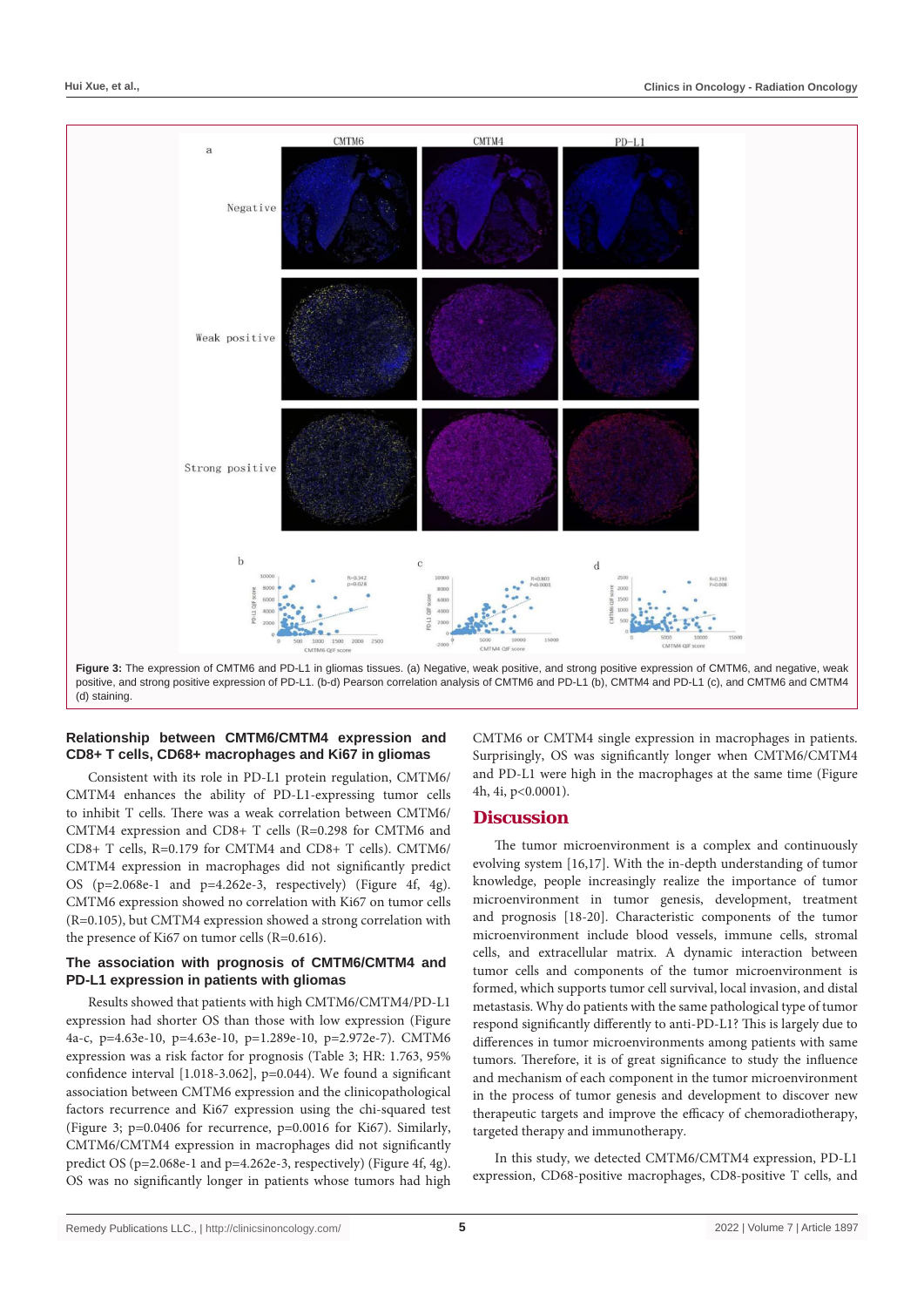**Figure 3:** The expression of CMTM6 and PD-L1 in gliomas tissues. (a) Negative, weak positive, and strong positive expression of CMTM6, and negative, weak positive, and strong positive expression of PD-L1. (b-d) Pearson correlation analysis of CMTM6 and PD-L1 (b), CMTM4 and PD-L1 (c), and CMTM6 and CMTM4 (d) staining.

### Relationship between CMTM6/CMTM4 expression and CD8+ T cells, CD68+ macrophages and Ki67 in gliomas

Consistent with its role in PD-L1 protein regulation, CMTM6/CMTM4 enhances the ability of PD-L1-expressing tumor cells to inhibit T cells. There was a weak correlation between CMTM6/CMTM4 expression and CD8+ T cells (R=0.298 for CMTM6 and CD8+ T cells, R=0.179 for CMTM4 and CD8+ T cells). CMTM6/CMTM4 expression in macrophages did not significantly predict OS (p=2.068e-1 and p=4.262e-3, respectively) (Figure 4f, 4g). CMTM6 expression showed no correlation with Ki67 on tumor cells (R=0.105), but CMTM4 expression showed a strong correlation with the presence of Ki67 on tumor cells (R=0.616).

### The association with prognosis of CMTM6/CMTM4 and PD-L1 expression in patients with gliomas

Results showed that patients with high CMTM6/CMTM4/PD-L1 expression had shorter OS than those with low expression (Figure 4a-c, p=4.63e-10, p=4.63e-10, p=1.289e-10, p=2.972e-7). CMTM6 expression was a risk factor for prognosis (Table 3; HR: 1.763, 95% confidence interval [1.018-3.062], p=0.044). We found a significant association between CMTM6 expression and the clinicopathological factors recurrence and Ki67 expression using the chi-squared test (Figure 3; p=0.0406 for recurrence, p=0.0016 for Ki67). Similarly, CMTM6/CMTM4 expression in macrophages did not significantly predict OS (p=2.068e-1 and p=4.262e-3, respectively) (Figure 4f, 4g). OS was no significantly longer in patients whose tumors had high CMTM6 or CMTM4 single expression in macrophages in patients. Surprisingly, OS was significantly longer when CMTM6/CMTM4 and PD-L1 were high in the macrophages at the same time (Figure 4h, 4i, p<0.0001).

## Discussion

The tumor microenvironment is a complex and continuously evolving system [16,17]. With the in-depth understanding of tumor knowledge, people increasingly realize the importance of tumor microenvironment in tumor genesis, development, treatment and prognosis [18-20]. Characteristic components of the tumor microenvironment include blood vessels, immune cells, stromal cells, and extracellular matrix. A dynamic interaction between tumor cells and components of the tumor microenvironment is formed, which supports tumor cell survival, local invasion, and distal metastasis. Why do patients with the same pathological type of tumor respond significantly differently to anti-PD-L1? This is largely due to differences in tumor microenvironments among patients with same tumors. Therefore, it is of great significance to study the influence and mechanism of each component in the tumor microenvironment in the process of tumor genesis and development to discover new therapeutic targets and improve the efficacy of chemoradiotherapy, targeted therapy and immunotherapy.

In this study, we detected CMTM6/CMTM4 expression, PD-L1 expression, CD68-positive macrophages, CD8-positive T cells, and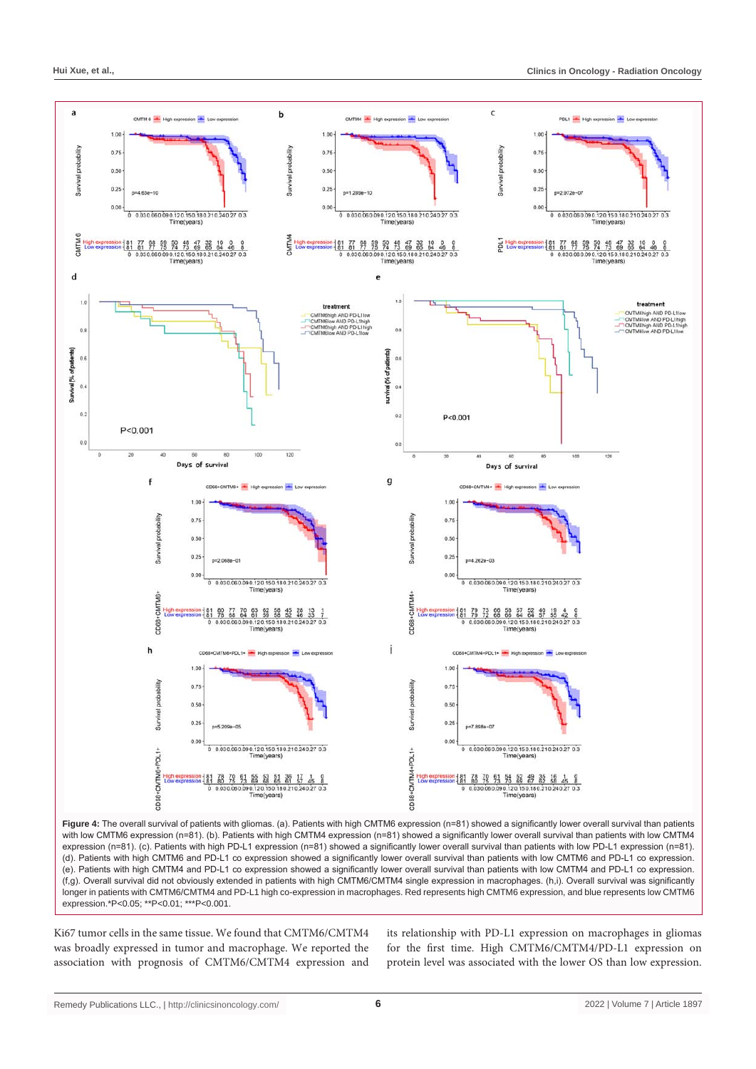**Figure 4:** The overall survival of patients with gliomas. (a). Patients with high CMTM6 expression (n=81) showed a significantly lower overall survival than patients with low CMTM6 expression (n=81). (b). Patients with high CMTM4 expression (n=81) showed a significantly lower overall survival than patients with low CMTM4 expression (n=81). (c). Patients with high PD-L1 expression (n=81) showed a significantly lower overall survival than patients with low PD-L1 expression (n=81). (d). Patients with high CMTM6 and PD-L1 co expression showed a significantly lower overall survival than patients with low CMTM6 and PD-L1 co expression. (e). Patients with high CMTM4 and PD-L1 co expression showed a significantly lower overall survival than patients with low CMTM4 and PD-L1 co expression. (f,g). Overall survival did not obviously extended in patients with high CMTM6/CMTM4 single expression in macrophages. (h,i). Overall survival was significantly longer in patients with CMTM6/CMTM4 and PD-L1 high co-expression in macrophages. Red represents high CMTM6 expression, and blue represents low CMTM6 expression.*P<0.05; **P<0.01; ***P<0.001.

Ki67 tumor cells in the same tissue. We found that CMTM6/CMTM4 was broadly expressed in tumor and macrophage. We reported the association with prognosis of CMTM6/CMTM4 expression and its relationship with PD-L1 expression on macrophages in gliomas for the first time. High CMTM6/CMTM4/PD-L1 expression on protein level was associated with the lower OS than low expression.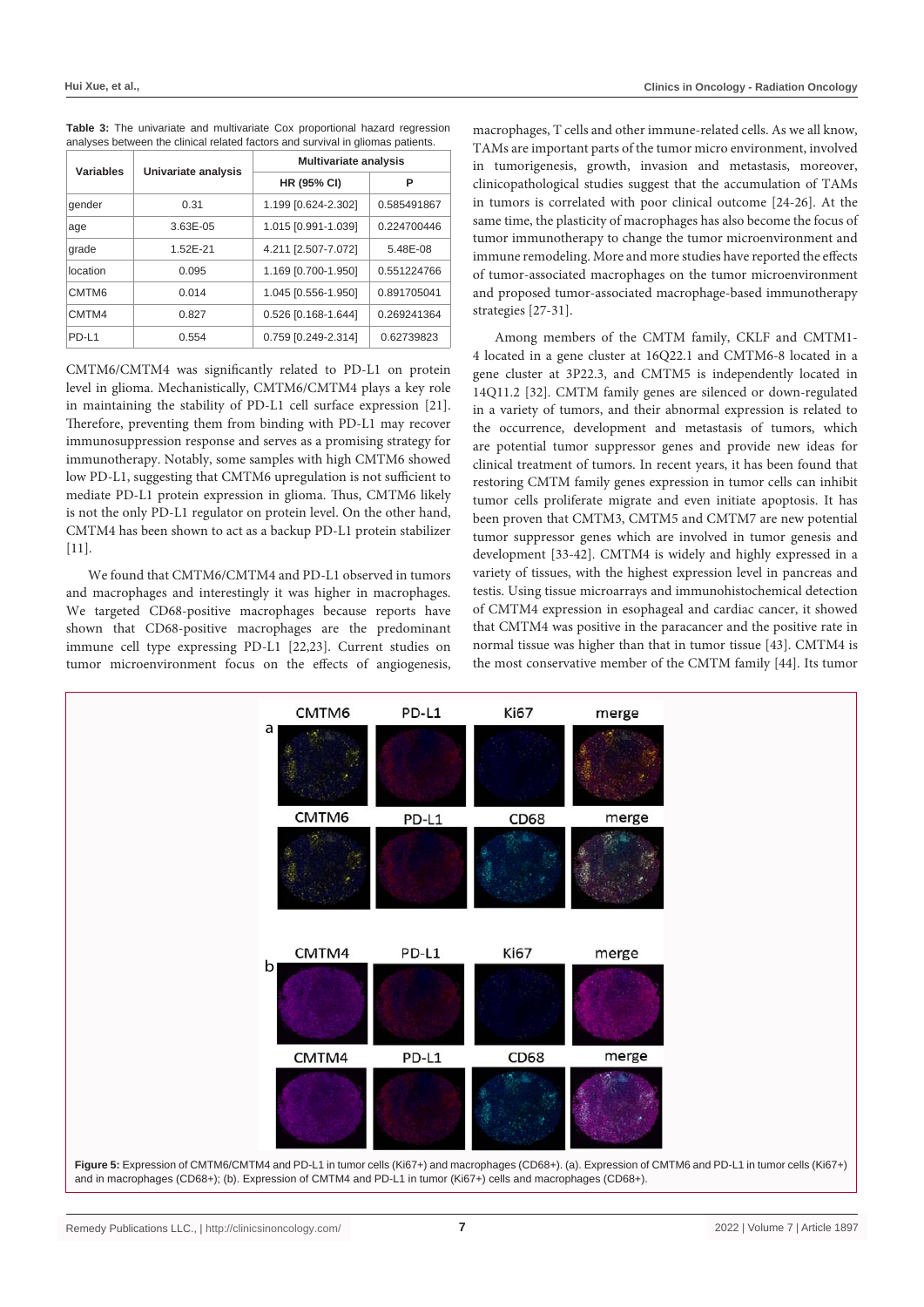**Table 3:** The univariate and multivariate Cox proportional hazard regression analyses between the clinical related factors and survival in gliomas patients.

| Variables | Univariate analysis | Multivariate analysis | |
|---|---|---|---|
| | | HR (95% CI) | P |
| gender | 0.31 | 1.199 [0.624-2.302] | 0.585491867 |
| age | 3.63E-05 | 1.015 [0.991-1.039] | 0.224700446 |
| grade | 1.52E-21 | 4.211 [2.507-7.072] | 5.48E-08 |
| location | 0.095 | 1.169 [0.700-1.950] | 0.551224766 |
| CMTM6 | 0.014 | 1.045 [0.556-1.950] | 0.891705041 |
| CMTM4 | 0.827 | 0.526 [0.168-1.644] | 0.269241364 |
| PD-L1 | 0.554 | 0.759 [0.249-2.314] | 0.62739823 |

CMTM6/CMTM4 was significantly related to PD-L1 on protein level in glioma. Mechanistically, CMTM6/CMTM4 plays a key role in maintaining the stability of PD-L1 cell surface expression [21]. Therefore, preventing them from binding with PD-L1 may recover immunosuppression response and serves as a promising strategy for immunotherapy. Notably, some samples with high CMTM6 showed low PD-L1, suggesting that CMTM6 upregulation is not sufficient to mediate PD-L1 protein expression in glioma. Thus, CMTM6 likely is not the only PD-L1 regulator on protein level. On the other hand, CMTM4 has been shown to act as a backup PD-L1 protein stabilizer [11].

We found that CMTM6/CMTM4 and PD-L1 observed in tumors and macrophages and interestingly it was higher in macrophages. We targeted CD68-positive macrophages because reports have shown that CD68-positive macrophages are the predominant immune cell type expressing PD-L1 [22,23]. Current studies on tumor microenvironment focus on the effects of angiogenesis, macrophages, T cells and other immune-related cells. As we all know, TAMs are important parts of the tumor micro environment, involved in tumorigenesis, growth, invasion and metastasis, moreover, clinicopathological studies suggest that the accumulation of TAMs in tumors is correlated with poor clinical outcome [24-26]. At the same time, the plasticity of macrophages has also become the focus of tumor immunotherapy to change the tumor microenvironment and immune remodeling. More and more studies have reported the effects of tumor-associated macrophages on the tumor microenvironment and proposed tumor-associated macrophage-based immunotherapy strategies [27-31].

Among members of the CMTM family, CKLF and CMTM1-4 located in a gene cluster at 16Q22.1 and CMTM6-8 located in a gene cluster at 3P22.3, and CMTM5 is independently located in 14Q11.2 [32]. CMTM family genes are silenced or down-regulated in a variety of tumors, and their abnormal expression is related to the occurrence, development and metastasis of tumors, which are potential tumor suppressor genes and provide new ideas for clinical treatment of tumors. In recent years, it has been found that restoring CMTM family genes expression in tumor cells can inhibit tumor cells proliferate migrate and even initiate apoptosis. It has been proven that CMTM3, CMTM5 and CMTM7 are new potential tumor suppressor genes which are involved in tumor genesis and development [33-42]. CMTM4 is widely and highly expressed in a variety of tissues, with the highest expression level in pancreas and testis. Using tissue microarrays and immunohistochemical detection of CMTM4 expression in esophageal and cardiac cancer, it showed that CMTM4 was positive in the paracancer and the positive rate in normal tissue was higher than that in tumor tissue [43]. CMTM4 is the most conservative member of the CMTM family [44]. Its tumor

**Figure 5:** Expression of CMTM6/CMTM4 and PD-L1 in tumor cells (Ki67+) and macrophages (CD68+). (a). Expression of CMTM6 and PD-L1 in tumor cells (Ki67+) and in macrophages (CD68+); (b). Expression of CMTM4 and PD-L1 in tumor (Ki67+) cells and macrophages (CD68+).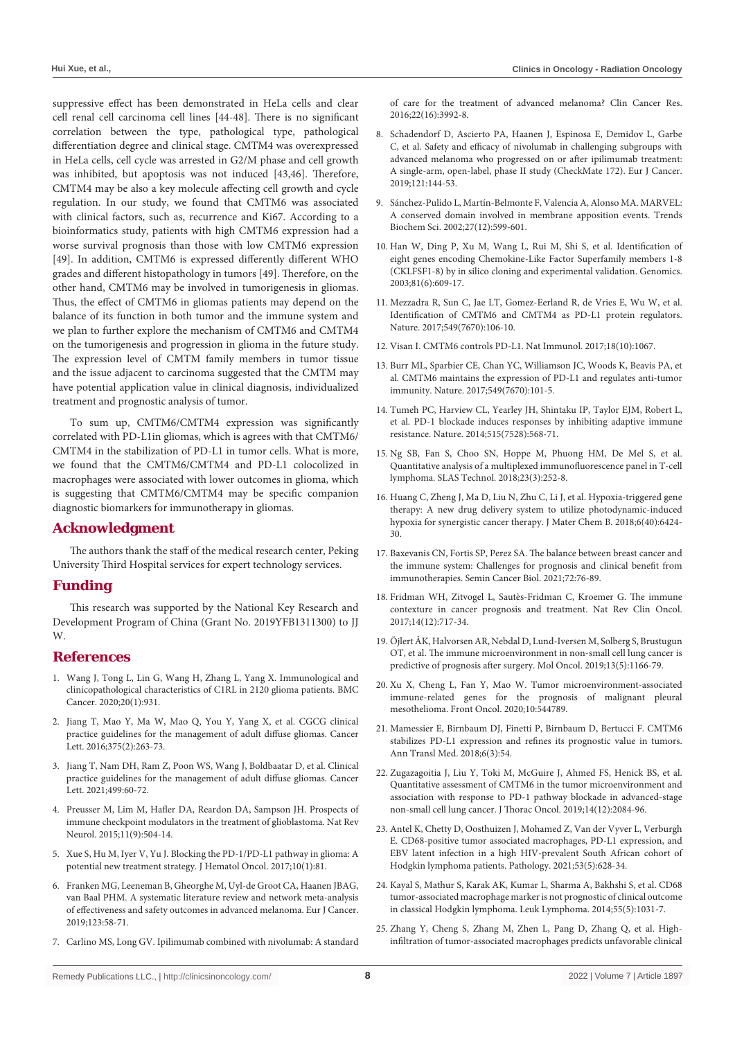suppressive effect has been demonstrated in HeLa cells and clear cell renal cell carcinoma cell lines [44-48]. There is no significant correlation between the type, pathological type, pathological differentiation degree and clinical stage. CMTM4 was overexpressed in HeLa cells, cell cycle was arrested in G2/M phase and cell growth was inhibited, but apoptosis was not induced [43,46]. Therefore, CMTM4 may be also a key molecule affecting cell growth and cycle regulation. In our study, we found that CMTM6 was associated with clinical factors, such as, recurrence and Ki67. According to a bioinformatics study, patients with high CMTM6 expression had a worse survival prognosis than those with low CMTM6 expression [49]. In addition, CMTM6 is expressed differently different WHO grades and different histopathology in tumors [49]. Therefore, on the other hand, CMTM6 may be involved in tumorigenesis in gliomas. Thus, the effect of CMTM6 in gliomas patients may depend on the balance of its function in both tumor and the immune system and we plan to further explore the mechanism of CMTM6 and CMTM4 on the tumorigenesis and progression in glioma in the future study. The expression level of CMTM family members in tumor tissue and the issue adjacent to carcinoma suggested that the CMTM may have potential application value in clinical diagnosis, individualized treatment and prognostic analysis of tumor.

To sum up, CMTM6/CMTM4 expression was significantly correlated with PD-L1in gliomas, which is agrees with that CMTM6/CMTM4 in the stabilization of PD-L1 in tumor cells. What is more, we found that the CMTM6/CMTM4 and PD-L1 colocolized in macrophages were associated with lower outcomes in glioma, which is suggesting that CMTM6/CMTM4 may be specific companion diagnostic biomarkers for immunotherapy in gliomas.

## Acknowledgment

The authors thank the staff of the medical research center, Peking University Third Hospital services for expert technology services.

## Funding

This research was supported by the National Key Research and Development Program of China (Grant No. 2019YFB1311300) to JJ W.

## References

1. Wang J, Tong L, Lin G, Wang H, Zhang L, Yang X. Immunological and clinicopathological characteristics of C1RL in 2120 glioma patients. BMC Cancer. 2020;20(1):931.
2. Jiang T, Mao Y, Ma W, Mao Q, You Y, Yang X, et al. CGCG clinical practice guidelines for the management of adult diffuse gliomas. Cancer Lett. 2016;375(2):263-73.
3. Jiang T, Nam DH, Ram Z, Poon WS, Wang J, Boldbaatar D, et al. Clinical practice guidelines for the management of adult diffuse gliomas. Cancer Lett. 2021;499:60-72.
4. Preusser M, Lim M, Hafler DA, Reardon DA, Sampson JH. Prospects of immune checkpoint modulators in the treatment of glioblastoma. Nat Rev Neurol. 2015;11(9):504-14.
5. Xue S, Hu M, Iyer V, Yu J. Blocking the PD-1/PD-L1 pathway in glioma: A potential new treatment strategy. J Hematol Oncol. 2017;10(1):81.
6. Franken MG, Leeneman B, Gheorghe M, Uyl-de Groot CA, Haanen JBAG, van Baal PHM. A systematic literature review and network meta-analysis of effectiveness and safety outcomes in advanced melanoma. Eur J Cancer. 2019;123:58-71.
7. Carlino MS, Long GV. Ipilimumab combined with nivolumab: A standard of care for the treatment of advanced melanoma? Clin Cancer Res. 2016;22(16):3992-8.
8. Schadendorf D, Ascierto PA, Haanen J, Espinosa E, Demidov L, Garbe C, et al. Safety and efficacy of nivolumab in challenging subgroups with advanced melanoma who progressed on or after ipilimumab treatment: A single-arm, open-label, phase II study (CheckMate 172). Eur J Cancer. 2019;121:144-53.
9. Sánchez-Pulido L, Martín-Belmonte F, Valencia A, Alonso MA. MARVEL: A conserved domain involved in membrane apposition events. Trends Biochem Sci. 2002;27(12):599-601.
10. Han W, Ding P, Xu M, Wang L, Rui M, Shi S, et al. Identification of eight genes encoding Chemokine-Like Factor Superfamily members 1-8 (CKLFSF1-8) by in silico cloning and experimental validation. Genomics. 2003;81(6):609-17.
11. Mezzadra R, Sun C, Jae LT, Gomez-Eerland R, de Vries E, Wu W, et al. Identification of CMTM6 and CMTM4 as PD-L1 protein regulators. Nature. 2017;549(7670):106-10.
12. Visan I. CMTM6 controls PD-L1. Nat Immunol. 2017;18(10):1067.
13. Burr ML, Sparbier CE, Chan YC, Williamson JC, Woods K, Beavis PA, et al. CMTM6 maintains the expression of PD-L1 and regulates anti-tumor immunity. Nature. 2017;549(7670):101-5.
14. Tumeh PC, Harview CL, Yearley JH, Shintaku IP, Taylor EJM, Robert L, et al. PD-1 blockade induces responses by inhibiting adaptive immune resistance. Nature. 2014;515(7528):568-71.
15. Ng SB, Fan S, Choo SN, Hoppe M, Phuong HM, De Mel S, et al. Quantitative analysis of a multiplexed immunofluorescence panel in T-cell lymphoma. SLAS Technol. 2018;23(3):252-8.
16. Huang C, Zheng J, Ma D, Liu N, Zhu C, Li J, et al. Hypoxia-triggered gene therapy: A new drug delivery system to utilize photodynamic-induced hypoxia for synergistic cancer therapy. J Mater Chem B. 2018;6(40):6424-30.
17. Baxevanis CN, Fortis SP, Perez SA. The balance between breast cancer and the immune system: Challenges for prognosis and clinical benefit from immunotherapies. Semin Cancer Biol. 2021;72:76-89.
18. Fridman WH, Zitvogel L, Sautès-Fridman C, Kroemer G. The immune contexture in cancer prognosis and treatment. Nat Rev Clin Oncol. 2017;14(12):717-34.
19. Öjlert ÅK, Halvorsen AR, Nebdal D, Lund-Iversen M, Solberg S, Brustugun OT, et al. The immune microenvironment in non-small cell lung cancer is predictive of prognosis after surgery. Mol Oncol. 2019;13(5):1166-79.
20. Xu X, Cheng L, Fan Y, Mao W. Tumor microenvironment-associated immune-related genes for the prognosis of malignant pleural mesothelioma. Front Oncol. 2020;10:544789.
21. Mamessier E, Birnbaum DJ, Finetti P, Birnbaum D, Bertucci F. CMTM6 stabilizes PD-L1 expression and refines its prognostic value in tumors. Ann Transl Med. 2018;6(3):54.
22. Zugazagoitia J, Liu Y, Toki M, McGuire J, Ahmed FS, Henick BS, et al. Quantitative assessment of CMTM6 in the tumor microenvironment and association with response to PD-1 pathway blockade in advanced-stage non-small cell lung cancer. J Thorac Oncol. 2019;14(12):2084-96.
23. Antel K, Chetty D, Oosthuizen J, Mohamed Z, Van der Vyver L, Verburgh E. CD68-positive tumor associated macrophages, PD-L1 expression, and EBV latent infection in a high HIV-prevalent South African cohort of Hodgkin lymphoma patients. Pathology. 2021;53(5):628-34.
24. Kayal S, Mathur S, Karak AK, Kumar L, Sharma A, Bakhshi S, et al. CD68 tumor-associated macrophage marker is not prognostic of clinical outcome in classical Hodgkin lymphoma. Leuk Lymphoma. 2014;55(5):1031-7.
25. Zhang Y, Cheng S, Zhang M, Zhen L, Pang D, Zhang Q, et al. High-infiltration of tumor-associated macrophages predicts unfavorable clinical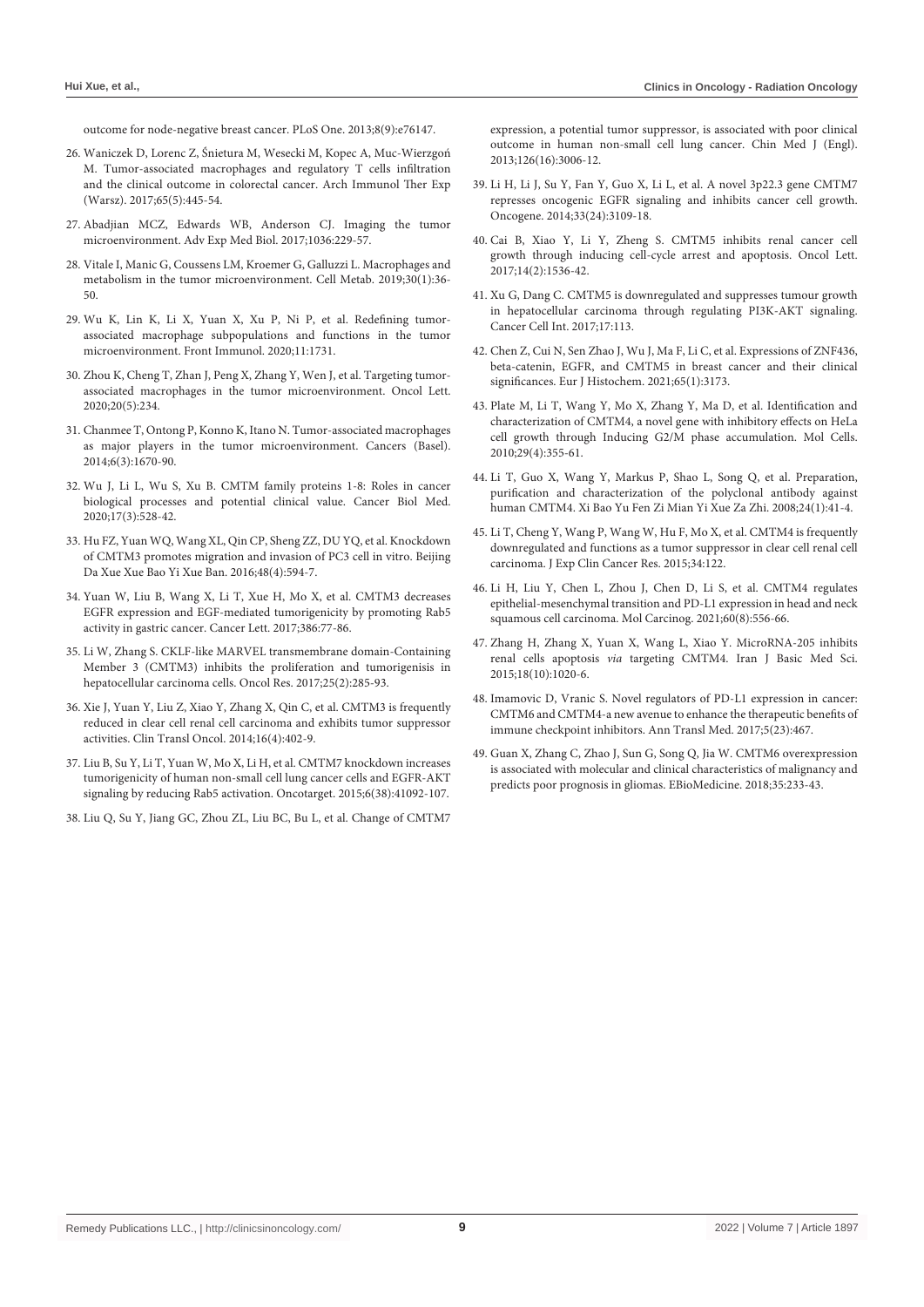outcome for node-negative breast cancer. PLoS One. 2013;8(9):e76147.

26. Waniczek D, Lorenc Z, Śnietura M, Wesecki M, Kopec A, Muc-Wierzgoń M. Tumor-associated macrophages and regulatory T cells infiltration and the clinical outcome in colorectal cancer. Arch Immunol Ther Exp (Warsz). 2017;65(5):445-54.

27. Abadjian MCZ, Edwards WB, Anderson CJ. Imaging the tumor microenvironment. Adv Exp Med Biol. 2017;1036:229-57.

28. Vitale I, Manic G, Coussens LM, Kroemer G, Galluzzi L. Macrophages and metabolism in the tumor microenvironment. Cell Metab. 2019;30(1):36-50.

29. Wu K, Lin K, Li X, Yuan X, Xu P, Ni P, et al. Redefining tumor-associated macrophage subpopulations and functions in the tumor microenvironment. Front Immunol. 2020;11:1731.

30. Zhou K, Cheng T, Zhan J, Peng X, Zhang Y, Wen J, et al. Targeting tumor-associated macrophages in the tumor microenvironment. Oncol Lett. 2020;20(5):234.

31. Chanmee T, Ontong P, Konno K, Itano N. Tumor-associated macrophages as major players in the tumor microenvironment. Cancers (Basel). 2014;6(3):1670-90.

32. Wu J, Li L, Wu S, Xu B. CMTM family proteins 1-8: Roles in cancer biological processes and potential clinical value. Cancer Biol Med. 2020;17(3):528-42.

33. Hu FZ, Yuan WQ, Wang XL, Qin CP, Sheng ZZ, DU YQ, et al. Knockdown of CMTM3 promotes migration and invasion of PC3 cell in vitro. Beijing Da Xue Xue Bao Yi Xue Ban. 2016;48(4):594-7.

34. Yuan W, Liu B, Wang X, Li T, Xue H, Mo X, et al. CMTM3 decreases EGFR expression and EGF-mediated tumorigenicity by promoting Rab5 activity in gastric cancer. Cancer Lett. 2017;386:77-86.

35. Li W, Zhang S. CKLF-like MARVEL transmembrane domain-Containing Member 3 (CMTM3) inhibits the proliferation and tumorigenisis in hepatocellular carcinoma cells. Oncol Res. 2017;25(2):285-93.

36. Xie J, Yuan Y, Liu Z, Xiao Y, Zhang X, Qin C, et al. CMTM3 is frequently reduced in clear cell renal cell carcinoma and exhibits tumor suppressor activities. Clin Transl Oncol. 2014;16(4):402-9.

37. Liu B, Su Y, Li T, Yuan W, Mo X, Li H, et al. CMTM7 knockdown increases tumorigenicity of human non-small cell lung cancer cells and EGFR-AKT signaling by reducing Rab5 activation. Oncotarget. 2015;6(38):41092-107.

38. Liu Q, Su Y, Jiang GC, Zhou ZL, Liu BC, Bu L, et al. Change of CMTM7 expression, a potential tumor suppressor, is associated with poor clinical outcome in human non-small cell lung cancer. Chin Med J (Engl). 2013;126(16):3006-12.

39. Li H, Li J, Su Y, Fan Y, Guo X, Li L, et al. A novel 3p22.3 gene CMTM7 represses oncogenic EGFR signaling and inhibits cancer cell growth. Oncogene. 2014;33(24):3109-18.

40. Cai B, Xiao Y, Li Y, Zheng S. CMTM5 inhibits renal cancer cell growth through inducing cell-cycle arrest and apoptosis. Oncol Lett. 2017;14(2):1536-42.

41. Xu G, Dang C. CMTM5 is downregulated and suppresses tumour growth in hepatocellular carcinoma through regulating PI3K-AKT signaling. Cancer Cell Int. 2017;17:113.

42. Chen Z, Cui N, Sen Zhao J, Wu J, Ma F, Li C, et al. Expressions of ZNF436, beta-catenin, EGFR, and CMTM5 in breast cancer and their clinical significances. Eur J Histochem. 2021;65(1):3173.

43. Plate M, Li T, Wang Y, Mo X, Zhang Y, Ma D, et al. Identification and characterization of CMTM4, a novel gene with inhibitory effects on HeLa cell growth through Inducing G2/M phase accumulation. Mol Cells. 2010;29(4):355-61.

44. Li T, Guo X, Wang Y, Markus P, Shao L, Song Q, et al. Preparation, purification and characterization of the polyclonal antibody against human CMTM4. Xi Bao Yu Fen Zi Mian Yi Xue Za Zhi. 2008;24(1):41-4.

45. Li T, Cheng Y, Wang P, Wang W, Hu F, Mo X, et al. CMTM4 is frequently downregulated and functions as a tumor suppressor in clear cell renal cell carcinoma. J Exp Clin Cancer Res. 2015;34:122.

46. Li H, Liu Y, Chen L, Zhou J, Chen D, Li S, et al. CMTM4 regulates epithelial-mesenchymal transition and PD-L1 expression in head and neck squamous cell carcinoma. Mol Carcinog. 2021;60(8):556-66.

47. Zhang H, Zhang X, Yuan X, Wang L, Xiao Y. MicroRNA-205 inhibits renal cells apoptosis *via* targeting CMTM4. Iran J Basic Med Sci. 2015;18(10):1020-6.

48. Imamovic D, Vranic S. Novel regulators of PD-L1 expression in cancer: CMTM6 and CMTM4-a new avenue to enhance the therapeutic benefits of immune checkpoint inhibitors. Ann Transl Med. 2017;5(23):467.

49. Guan X, Zhang C, Zhao J, Sun G, Song Q, Jia W. CMTM6 overexpression is associated with molecular and clinical characteristics of malignancy and predicts poor prognosis in gliomas. EBioMedicine. 2018;35:233-43.